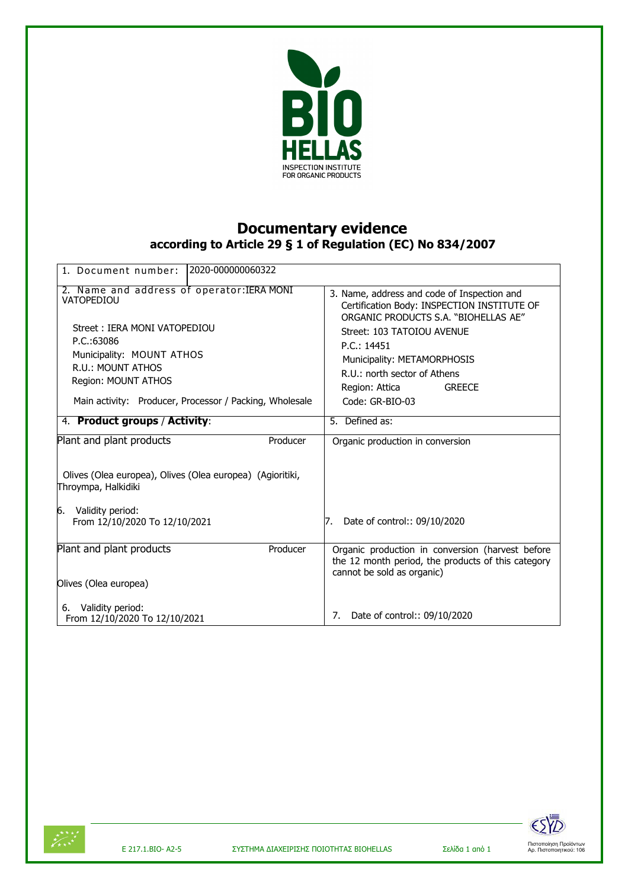BIO HELLAS
INSPECTION INSTITUTE
FOR ORGANIC PRODUCTS

# Documentary evidence

## according to Article 29 § 1 of Regulation (EC) No 834/2007

| 1. Document number: 2020-000000060322 | |
|---|---|
| 2. Name and address of operator:IERA MONI VATOPEDIOU<br><br>Street : IERA MONI VATOPEDIOU<br>P.C.:63086<br>Municipality: MOUNT ATHOS<br>R.U.: MOUNT ATHOS<br>Region: MOUNT ATHOS<br><br>Main activity: Producer, Processor / Packing, Wholesale | 3. Name, address and code of Inspection and Certification Body: INSPECTION INSTITUTE OF ORGANIC PRODUCTS S.A. "BIOHELLAS AE"<br>Street: 103 TATOIOU AVENUE<br>P.C.: 14451<br>Municipality: METAMORPHOSIS<br>R.U.: north sector of Athens<br>Region: Attica GREECE<br>Code: GR-BIO-03 |
| 4. **Product groups** / **Activity**: | 5. Defined as: |
| Plant and plant products — Producer<br><br>Olives (Olea europea), Olives (Olea europea) (Agioritiki, Throympa, Halkidiki<br><br>6. Validity period:<br>From 12/10/2020 To 12/10/2021 | Organic production in conversion<br><br>7. Date of control:: 09/10/2020 |
| Plant and plant products — Producer<br><br>Olives (Olea europea)<br><br>6. Validity period:<br>From 12/10/2020 To 12/10/2021 | Organic production in conversion (harvest before the 12 month period, the products of this category cannot be sold as organic)<br><br>7. Date of control:: 09/10/2020 |

E 217.1.BIO- A2-5 ΣΥΣΤΗΜΑ ΔΙΑΧΕΙΡΙΣΗΣ ΠΟΙΟΤΗΤΑΣ BIOHELLAS

Πιστοποίηση Προϊόντων
Αρ. Πιστοποιητικού: 106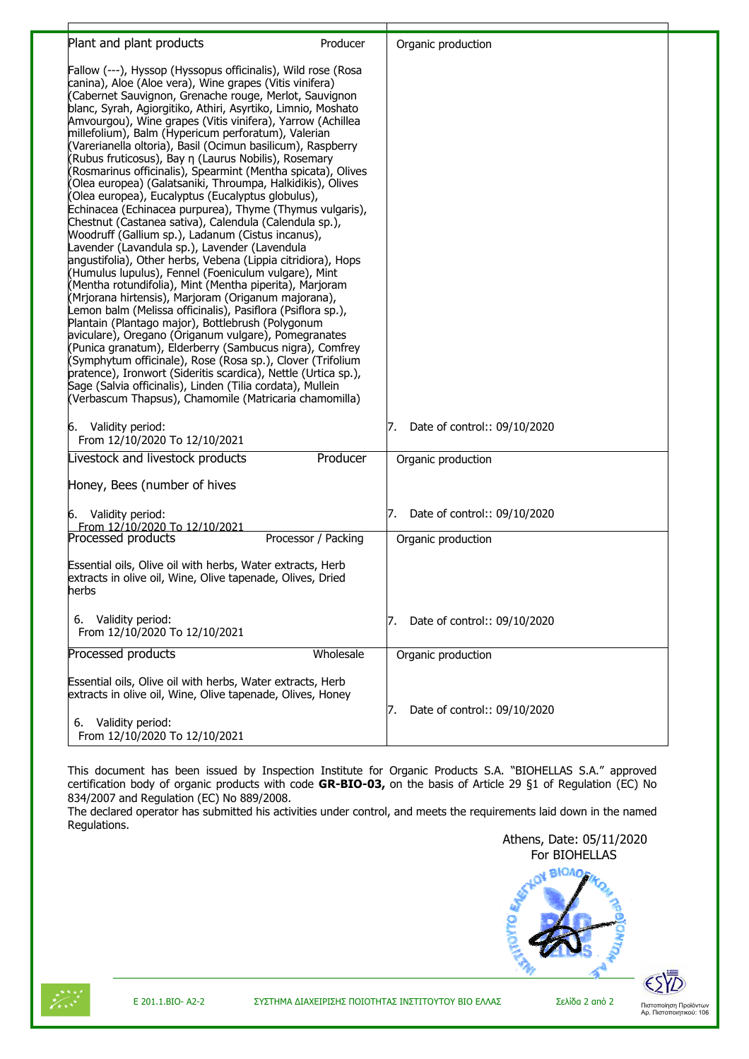| | |
|---|---|
| Plant and plant products — Producer<br><br>Fallow (---), Hyssop (Hyssopus officinalis), Wild rose (Rosa canina), Aloe (Aloe vera), Wine grapes (Vitis vinifera) (Cabernet Sauvignon, Grenache rouge, Merlot, Sauvignon blanc, Syrah, Agiorgitiko, Athiri, Asyrtiko, Limnio, Moshato Amvourgou), Wine grapes (Vitis vinifera), Yarrow (Achillea millefolium), Balm (Hypericum perforatum), Valerian (Varerianella oltoria), Basil (Ocimun basilicum), Raspberry (Rubus fruticosus), Bay η (Laurus Nobilis), Rosemary (Rosmarinus officinalis), Spearmint (Mentha spicata), Olives (Olea europea) (Galatsaniki, Throumpa, Halkidikis), Olives (Olea europea), Eucalyptus (Eucalyptus globulus), Echinacea (Echinacea purpurea), Thyme (Thymus vulgaris), Chestnut (Castanea sativa), Calendula (Calendula sp.), Woodruff (Gallium sp.), Ladanum (Cistus incanus), Lavender (Lavandula sp.), Lavender (Lavendula angustifolia), Other herbs, Vebena (Lippia citridiora), Hops (Humulus lupulus), Fennel (Foeniculum vulgare), Mint (Mentha rotundifolia), Mint (Mentha piperita), Marjoram (Mrjorana hirtensis), Marjoram (Origanum majorana), Lemon balm (Melissa officinalis), Pasiflora (Psiflora sp.), Plantain (Plantago major), Bottlebrush (Polygonum aviculare), Oregano (Origanum vulgare), Pomegranates (Punica granatum), Elderberry (Sambucus nigra), Comfrey (Symphytum officinale), Rose (Rosa sp.), Clover (Trifolium pratence), Ironwort (Sideritis scardica), Nettle (Urtica sp.), Sage (Salvia officinalis), Linden (Tilia cordata), Mullein (Verbascum Thapsus), Chamomile (Matricaria chamomilla)<br><br>6. Validity period: From 12/10/2020 To 12/10/2021 | Organic production<br><br>7. Date of control:: 09/10/2020 |
| Livestock and livestock products — Producer<br><br>Honey, Bees (number of hives<br><br>6. Validity period: From 12/10/2020 To 12/10/2021 | Organic production<br><br>7. Date of control:: 09/10/2020 |
| Processed products — Processor / Packing<br><br>Essential oils, Olive oil with herbs, Water extracts, Herb extracts in olive oil, Wine, Olive tapenade, Olives, Dried herbs<br><br>6. Validity period: From 12/10/2020 To 12/10/2021 | Organic production<br><br>7. Date of control:: 09/10/2020 |
| Processed products — Wholesale<br><br>Essential oils, Olive oil with herbs, Water extracts, Herb extracts in olive oil, Wine, Olive tapenade, Olives, Honey<br><br>6. Validity period: From 12/10/2020 To 12/10/2021 | Organic production<br><br>7. Date of control:: 09/10/2020 |

This document has been issued by Inspection Institute for Organic Products S.A. "BIOHELLAS S.A." approved certification body of organic products with code **GR-BIO-03,** on the basis of Article 29 §1 of Regulation (EC) No 834/2007 and Regulation (EC) No 889/2008.
The declared operator has submitted his activities under control, and meets the requirements laid down in the named Regulations.

Athens, Date: 05/11/2020
For BIOHELLAS

Πιστοποίηση Προϊόντων
Αρ. Πιστοποιητικού: 106

Ε 201.1.ΒΙΟ- Α2-2 ΣΥΣΤΗΜΑ ΔΙΑΧΕΙΡΙΣΗΣ ΠΟΙΟΤΗΤΑΣ ΙΝΣΤΙΤΟΥΤΟΥ ΒΙΟ ΕΛΛΑΣ